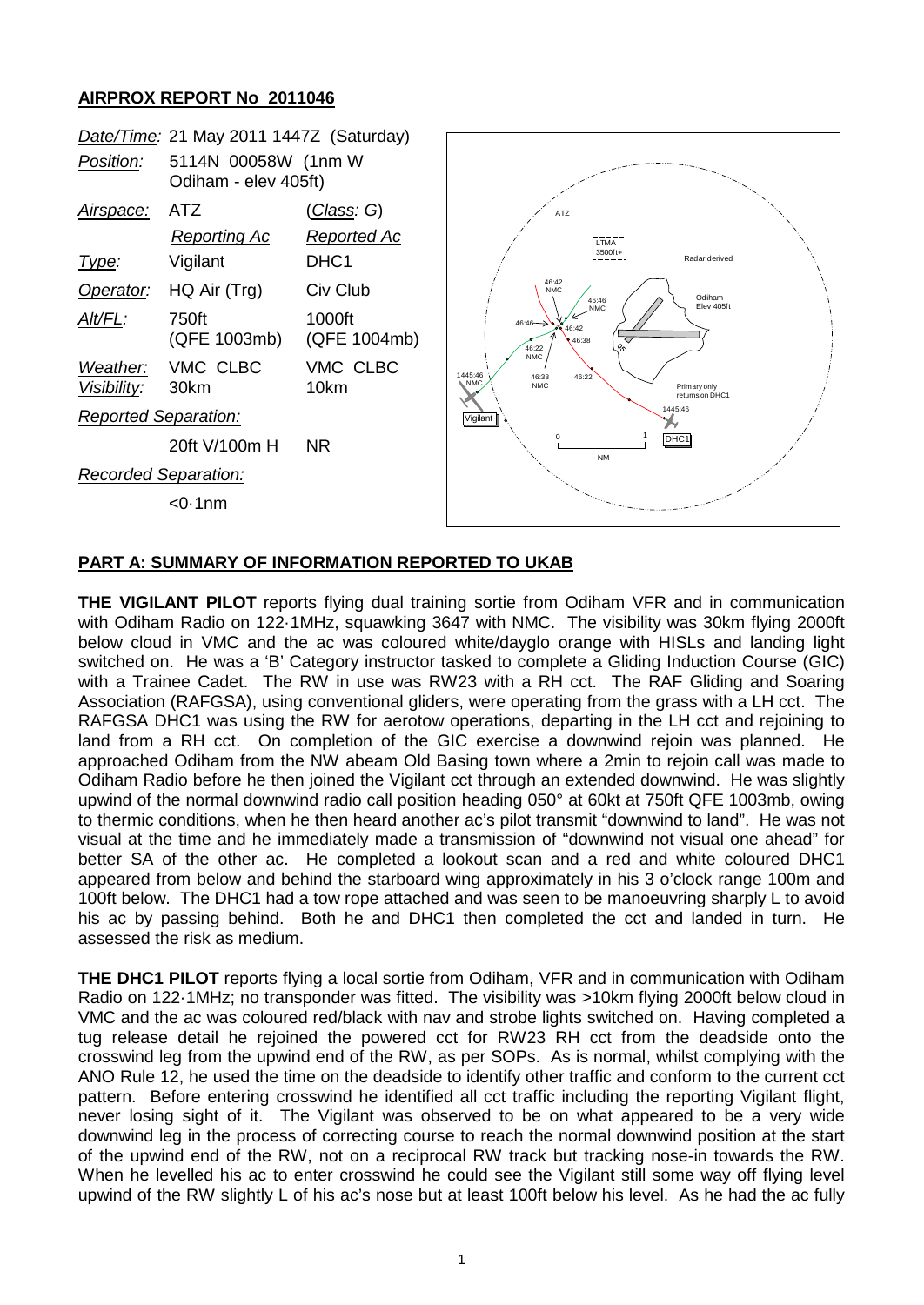## AIRPROX REPORT No 2011046

| | | |
|---|---|---|
| *Date/Time:* | 21 May 2011 1447Z (Saturday) | |
| *Position:* | 5114N 00058W (1nm W Odiham - elev 405ft) | |
| *Airspace:* | ATZ | (*Class*: G) |
| | *Reporting Ac* | *Reported Ac* |
| *Type:* | Vigilant | DHC1 |
| *Operator:* | HQ Air (Trg) | Civ Club |
| *Alt/FL:* | 750ft (QFE 1003mb) | 1000ft (QFE 1004mb) |
| *Weather:* | VMC CLBC | VMC CLBC |
| *Visibility:* | 30km | 10km |
| *Reported Separation:* | | |
| | 20ft V/100m H | NR |
| *Recorded Separation:* | | |
| | <0·1nm | |

## PART A: SUMMARY OF INFORMATION REPORTED TO UKAB

**THE VIGILANT PILOT** reports flying dual training sortie from Odiham VFR and in communication with Odiham Radio on 122·1MHz, squawking 3647 with NMC. The visibility was 30km flying 2000ft below cloud in VMC and the ac was coloured white/dayglo orange with HISLs and landing light switched on. He was a 'B' Category instructor tasked to complete a Gliding Induction Course (GIC) with a Trainee Cadet. The RW in use was RW23 with a RH cct. The RAF Gliding and Soaring Association (RAFGSA), using conventional gliders, were operating from the grass with a LH cct. The RAFGSA DHC1 was using the RW for aerotow operations, departing in the LH cct and rejoining to land from a RH cct. On completion of the GIC exercise a downwind rejoin was planned. He approached Odiham from the NW abeam Old Basing town where a 2min to rejoin call was made to Odiham Radio before he then joined the Vigilant cct through an extended downwind. He was slightly upwind of the normal downwind radio call position heading 050° at 60kt at 750ft QFE 1003mb, owing to thermic conditions, when he then heard another ac's pilot transmit "downwind to land". He was not visual at the time and he immediately made a transmission of "downwind not visual one ahead" for better SA of the other ac. He completed a lookout scan and a red and white coloured DHC1 appeared from below and behind the starboard wing approximately in his 3 o'clock range 100m and 100ft below. The DHC1 had a tow rope attached and was seen to be manoeuvring sharply L to avoid his ac by passing behind. Both he and DHC1 then completed the cct and landed in turn. He assessed the risk as medium.

**THE DHC1 PILOT** reports flying a local sortie from Odiham, VFR and in communication with Odiham Radio on 122·1MHz; no transponder was fitted. The visibility was >10km flying 2000ft below cloud in VMC and the ac was coloured red/black with nav and strobe lights switched on. Having completed a tug release detail he rejoined the powered cct for RW23 RH cct from the deadside onto the crosswind leg from the upwind end of the RW, as per SOPs. As is normal, whilst complying with the ANO Rule 12, he used the time on the deadside to identify other traffic and conform to the current cct pattern. Before entering crosswind he identified all cct traffic including the reporting Vigilant flight, never losing sight of it. The Vigilant was observed to be on what appeared to be a very wide downwind leg in the process of correcting course to reach the normal downwind position at the start of the upwind end of the RW, not on a reciprocal RW track but tracking nose-in towards the RW. When he levelled his ac to enter crosswind he could see the Vigilant still some way off flying level upwind of the RW slightly L of his ac's nose but at least 100ft below his level. As he had the ac fully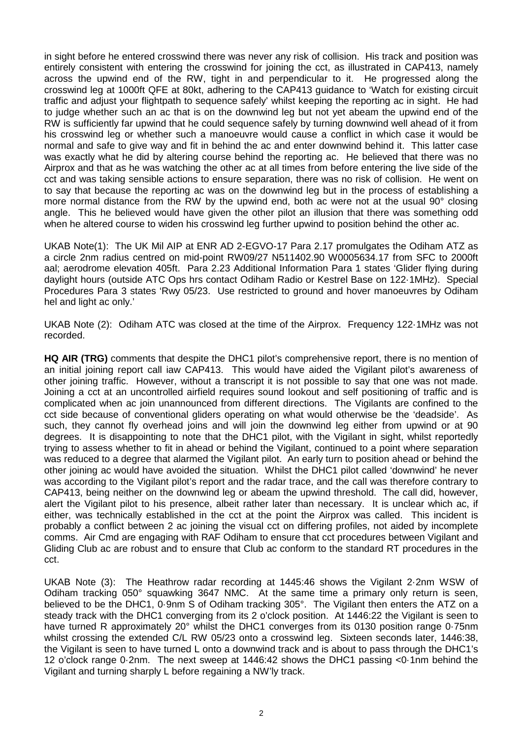in sight before he entered crosswind there was never any risk of collision. His track and position was entirely consistent with entering the crosswind for joining the cct, as illustrated in CAP413, namely across the upwind end of the RW, tight in and perpendicular to it. He progressed along the crosswind leg at 1000ft QFE at 80kt, adhering to the CAP413 guidance to 'Watch for existing circuit traffic and adjust your flightpath to sequence safely' whilst keeping the reporting ac in sight. He had to judge whether such an ac that is on the downwind leg but not yet abeam the upwind end of the RW is sufficiently far upwind that he could sequence safely by turning downwind well ahead of it from his crosswind leg or whether such a manoeuvre would cause a conflict in which case it would be normal and safe to give way and fit in behind the ac and enter downwind behind it. This latter case was exactly what he did by altering course behind the reporting ac. He believed that there was no Airprox and that as he was watching the other ac at all times from before entering the live side of the cct and was taking sensible actions to ensure separation, there was no risk of collision. He went on to say that because the reporting ac was on the downwind leg but in the process of establishing a more normal distance from the RW by the upwind end, both ac were not at the usual 90° closing angle. This he believed would have given the other pilot an illusion that there was something odd when he altered course to widen his crosswind leg further upwind to position behind the other ac.

UKAB Note(1): The UK Mil AIP at ENR AD 2-EGVO-17 Para 2.17 promulgates the Odiham ATZ as a circle 2nm radius centred on mid-point RW09/27 N511402.90 W0005634.17 from SFC to 2000ft aal; aerodrome elevation 405ft. Para 2.23 Additional Information Para 1 states 'Glider flying during daylight hours (outside ATC Ops hrs contact Odiham Radio or Kestrel Base on 122·1MHz). Special Procedures Para 3 states 'Rwy 05/23. Use restricted to ground and hover manoeuvres by Odiham hel and light ac only.'

UKAB Note (2): Odiham ATC was closed at the time of the Airprox. Frequency 122·1MHz was not recorded.

**HQ AIR (TRG)** comments that despite the DHC1 pilot's comprehensive report, there is no mention of an initial joining report call iaw CAP413. This would have aided the Vigilant pilot's awareness of other joining traffic. However, without a transcript it is not possible to say that one was not made. Joining a cct at an uncontrolled airfield requires sound lookout and self positioning of traffic and is complicated when ac join unannounced from different directions. The Vigilants are confined to the cct side because of conventional gliders operating on what would otherwise be the 'deadside'. As such, they cannot fly overhead joins and will join the downwind leg either from upwind or at 90 degrees. It is disappointing to note that the DHC1 pilot, with the Vigilant in sight, whilst reportedly trying to assess whether to fit in ahead or behind the Vigilant, continued to a point where separation was reduced to a degree that alarmed the Vigilant pilot. An early turn to position ahead or behind the other joining ac would have avoided the situation. Whilst the DHC1 pilot called 'downwind' he never was according to the Vigilant pilot's report and the radar trace, and the call was therefore contrary to CAP413, being neither on the downwind leg or abeam the upwind threshold. The call did, however, alert the Vigilant pilot to his presence, albeit rather later than necessary. It is unclear which ac, if either, was technically established in the cct at the point the Airprox was called. This incident is probably a conflict between 2 ac joining the visual cct on differing profiles, not aided by incomplete comms. Air Cmd are engaging with RAF Odiham to ensure that cct procedures between Vigilant and Gliding Club ac are robust and to ensure that Club ac conform to the standard RT procedures in the cct.

UKAB Note (3): The Heathrow radar recording at 1445:46 shows the Vigilant 2·2nm WSW of Odiham tracking 050° squawking 3647 NMC. At the same time a primary only return is seen, believed to be the DHC1, 0·9nm S of Odiham tracking 305°. The Vigilant then enters the ATZ on a steady track with the DHC1 converging from its 2 o'clock position. At 1446:22 the Vigilant is seen to have turned R approximately 20° whilst the DHC1 converges from its 0130 position range 0·75nm whilst crossing the extended C/L RW 05/23 onto a crosswind leg. Sixteen seconds later, 1446:38, the Vigilant is seen to have turned L onto a downwind track and is about to pass through the DHC1's 12 o'clock range 0·2nm. The next sweep at 1446:42 shows the DHC1 passing <0·1nm behind the Vigilant and turning sharply L before regaining a NW'ly track.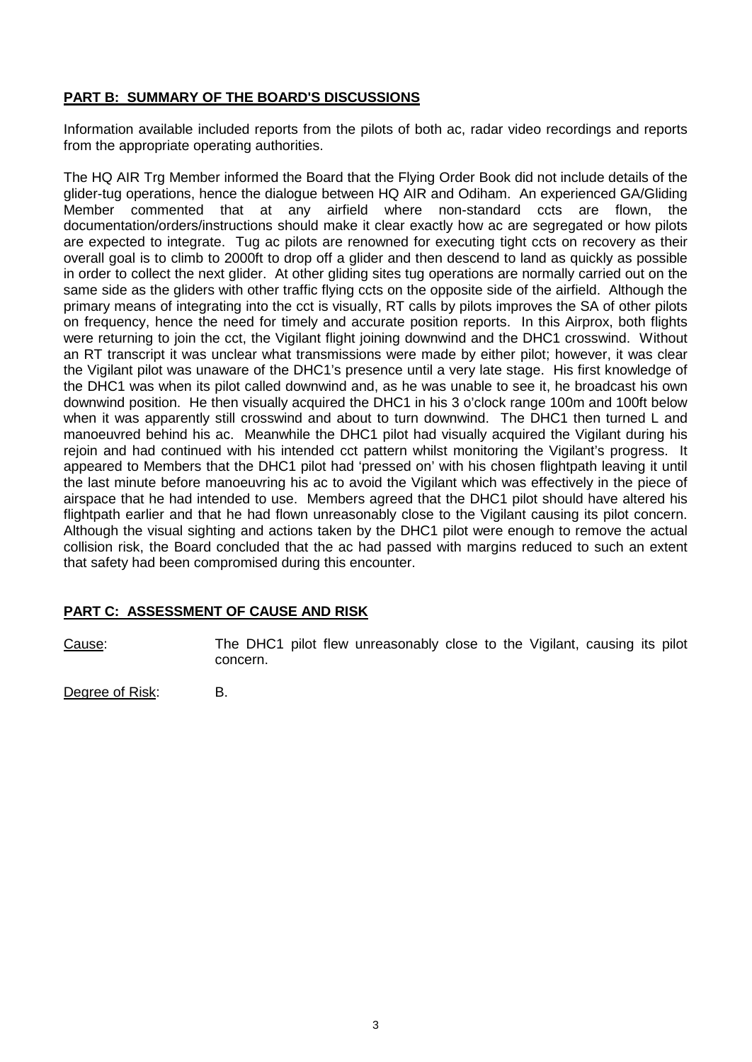## PART B: SUMMARY OF THE BOARD'S DISCUSSIONS

Information available included reports from the pilots of both ac, radar video recordings and reports from the appropriate operating authorities.

The HQ AIR Trg Member informed the Board that the Flying Order Book did not include details of the glider-tug operations, hence the dialogue between HQ AIR and Odiham. An experienced GA/Gliding Member commented that at any airfield where non-standard ccts are flown, the documentation/orders/instructions should make it clear exactly how ac are segregated or how pilots are expected to integrate. Tug ac pilots are renowned for executing tight ccts on recovery as their overall goal is to climb to 2000ft to drop off a glider and then descend to land as quickly as possible in order to collect the next glider. At other gliding sites tug operations are normally carried out on the same side as the gliders with other traffic flying ccts on the opposite side of the airfield. Although the primary means of integrating into the cct is visually, RT calls by pilots improves the SA of other pilots on frequency, hence the need for timely and accurate position reports. In this Airprox, both flights were returning to join the cct, the Vigilant flight joining downwind and the DHC1 crosswind. Without an RT transcript it was unclear what transmissions were made by either pilot; however, it was clear the Vigilant pilot was unaware of the DHC1's presence until a very late stage. His first knowledge of the DHC1 was when its pilot called downwind and, as he was unable to see it, he broadcast his own downwind position. He then visually acquired the DHC1 in his 3 o'clock range 100m and 100ft below when it was apparently still crosswind and about to turn downwind. The DHC1 then turned L and manoeuvred behind his ac. Meanwhile the DHC1 pilot had visually acquired the Vigilant during his rejoin and had continued with his intended cct pattern whilst monitoring the Vigilant's progress. It appeared to Members that the DHC1 pilot had 'pressed on' with his chosen flightpath leaving it until the last minute before manoeuvring his ac to avoid the Vigilant which was effectively in the piece of airspace that he had intended to use. Members agreed that the DHC1 pilot should have altered his flightpath earlier and that he had flown unreasonably close to the Vigilant causing its pilot concern. Although the visual sighting and actions taken by the DHC1 pilot were enough to remove the actual collision risk, the Board concluded that the ac had passed with margins reduced to such an extent that safety had been compromised during this encounter.

## PART C: ASSESSMENT OF CAUSE AND RISK

Cause: The DHC1 pilot flew unreasonably close to the Vigilant, causing its pilot concern.

Degree of Risk: B.